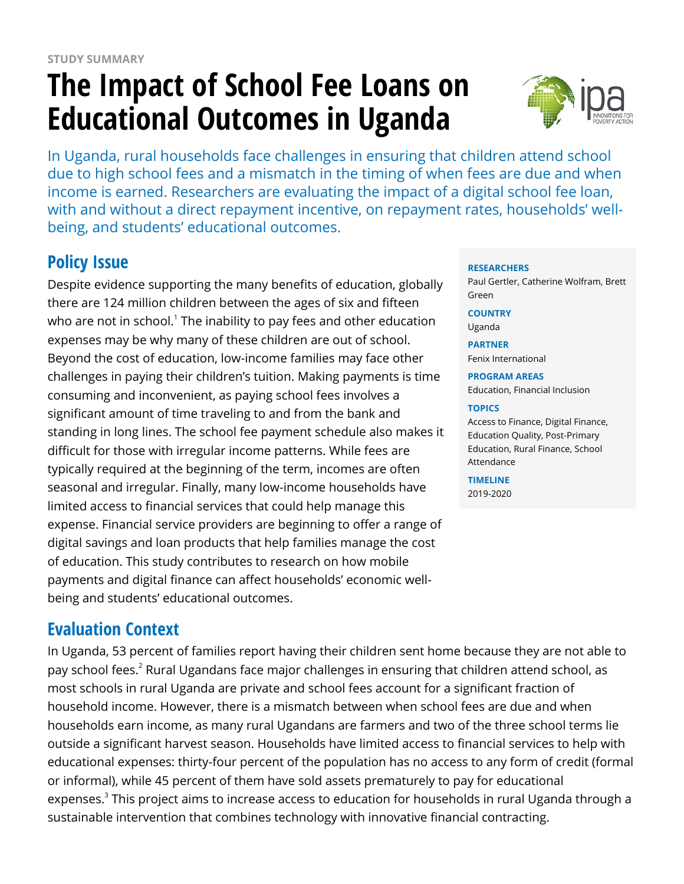STUDY SUMMARY

# The Impact of School Fee Loans on Educational Outcomes in Uganda

In Uganda, rural households face challenges in ensuring that children attend school due to high school fees and a mismatch in the timing of when fees are due and when income is earned. Researchers are evaluating the impact of a digital school fee loan, with and without a direct repayment incentive, on repayment rates, households' well-being, and students' educational outcomes.

**RESEARCHERS**
Paul Gertler, Catherine Wolfram, Brett Green

**COUNTRY**
Uganda

**PARTNER**
Fenix International

**PROGRAM AREAS**
Education, Financial Inclusion

**TOPICS**
Access to Finance, Digital Finance, Education Quality, Post-Primary Education, Rural Finance, School Attendance

**TIMELINE**
2019-2020

## Policy Issue

Despite evidence supporting the many benefits of education, globally there are 124 million children between the ages of six and fifteen who are not in school.[1] The inability to pay fees and other education expenses may be why many of these children are out of school. Beyond the cost of education, low-income families may face other challenges in paying their children's tuition. Making payments is time consuming and inconvenient, as paying school fees involves a significant amount of time traveling to and from the bank and standing in long lines. The school fee payment schedule also makes it difficult for those with irregular income patterns. While fees are typically required at the beginning of the term, incomes are often seasonal and irregular. Finally, many low-income households have limited access to financial services that could help manage this expense. Financial service providers are beginning to offer a range of digital savings and loan products that help families manage the cost of education. This study contributes to research on how mobile payments and digital finance can affect households' economic well-being and students' educational outcomes.

## Evaluation Context

In Uganda, 53 percent of families report having their children sent home because they are not able to pay school fees.[2] Rural Ugandans face major challenges in ensuring that children attend school, as most schools in rural Uganda are private and school fees account for a significant fraction of household income. However, there is a mismatch between when school fees are due and when households earn income, as many rural Ugandans are farmers and two of the three school terms lie outside a significant harvest season. Households have limited access to financial services to help with educational expenses: thirty-four percent of the population has no access to any form of credit (formal or informal), while 45 percent of them have sold assets prematurely to pay for educational expenses.[3] This project aims to increase access to education for households in rural Uganda through a sustainable intervention that combines technology with innovative financial contracting.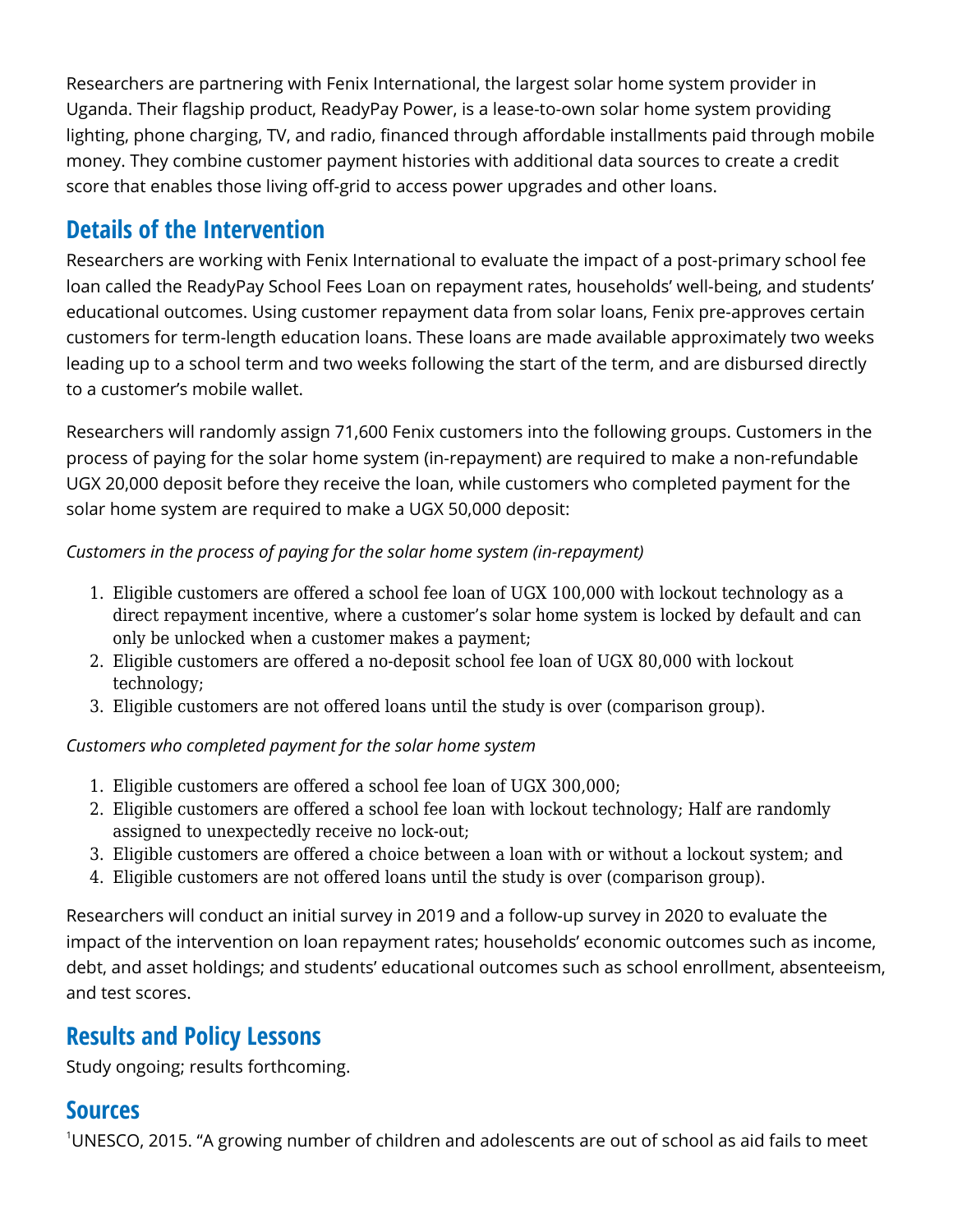Researchers are partnering with Fenix International, the largest solar home system provider in Uganda. Their flagship product, ReadyPay Power, is a lease-to-own solar home system providing lighting, phone charging, TV, and radio, financed through affordable installments paid through mobile money. They combine customer payment histories with additional data sources to create a credit score that enables those living off-grid to access power upgrades and other loans.

## Details of the Intervention

Researchers are working with Fenix International to evaluate the impact of a post-primary school fee loan called the ReadyPay School Fees Loan on repayment rates, households' well-being, and students' educational outcomes. Using customer repayment data from solar loans, Fenix pre-approves certain customers for term-length education loans. These loans are made available approximately two weeks leading up to a school term and two weeks following the start of the term, and are disbursed directly to a customer's mobile wallet.

Researchers will randomly assign 71,600 Fenix customers into the following groups. Customers in the process of paying for the solar home system (in-repayment) are required to make a non-refundable UGX 20,000 deposit before they receive the loan, while customers who completed payment for the solar home system are required to make a UGX 50,000 deposit:

*Customers in the process of paying for the solar home system (in-repayment)*

1. Eligible customers are offered a school fee loan of UGX 100,000 with lockout technology as a direct repayment incentive, where a customer's solar home system is locked by default and can only be unlocked when a customer makes a payment;
2. Eligible customers are offered a no-deposit school fee loan of UGX 80,000 with lockout technology;
3. Eligible customers are not offered loans until the study is over (comparison group).

*Customers who completed payment for the solar home system*

1. Eligible customers are offered a school fee loan of UGX 300,000;
2. Eligible customers are offered a school fee loan with lockout technology; Half are randomly assigned to unexpectedly receive no lock-out;
3. Eligible customers are offered a choice between a loan with or without a lockout system; and
4. Eligible customers are not offered loans until the study is over (comparison group).

Researchers will conduct an initial survey in 2019 and a follow-up survey in 2020 to evaluate the impact of the intervention on loan repayment rates; households' economic outcomes such as income, debt, and asset holdings; and students' educational outcomes such as school enrollment, absenteeism, and test scores.

## Results and Policy Lessons

Study ongoing; results forthcoming.

## Sources

[1]UNESCO, 2015. "A growing number of children and adolescents are out of school as aid fails to meet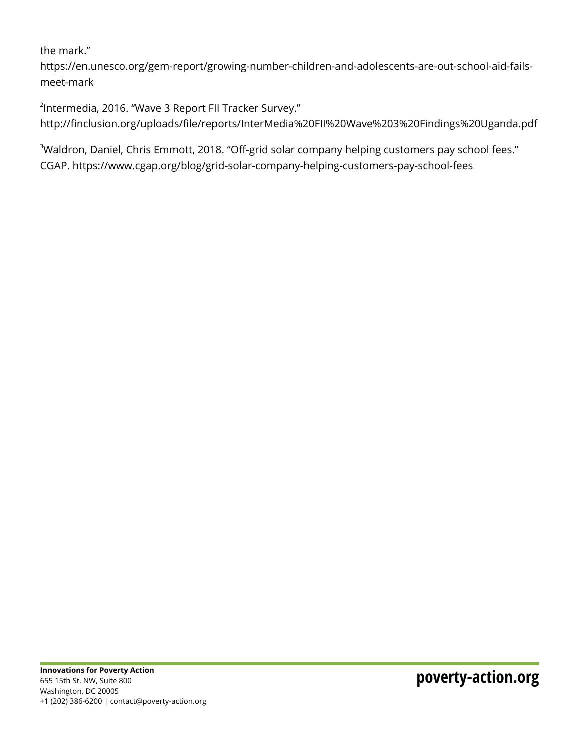the mark."
https://en.unesco.org/gem-report/growing-number-children-and-adolescents-are-out-school-aid-fails-meet-mark

[2]Intermedia, 2016. "Wave 3 Report FII Tracker Survey."
http://finclusion.org/uploads/file/reports/InterMedia%20FII%20Wave%203%20Findings%20Uganda.pdf

[3]Waldron, Daniel, Chris Emmott, 2018. "Off-grid solar company helping customers pay school fees." CGAP. https://www.cgap.org/blog/grid-solar-company-helping-customers-pay-school-fees